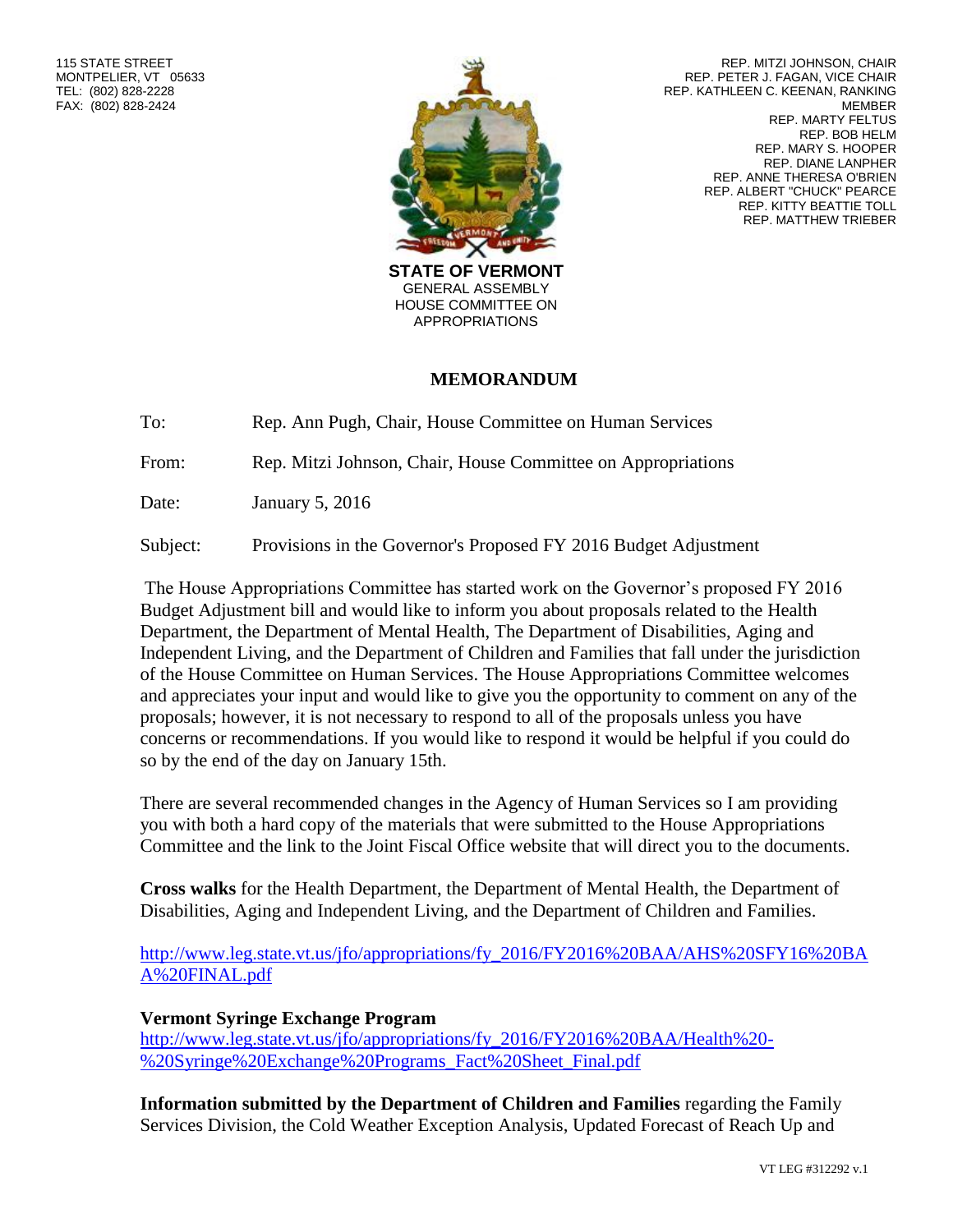115 STATE STREET
MONTPELIER, VT 05633
TEL: (802) 828-2228
FAX: (802) 828-2424

REP. MITZI JOHNSON, CHAIR
REP. PETER J. FAGAN, VICE CHAIR
REP. KATHLEEN C. KEENAN, RANKING MEMBER
REP. MARTY FELTUS
REP. BOB HELM
REP. MARY S. HOOPER
REP. DIANE LANPHER
REP. ANNE THERESA O'BRIEN
REP. ALBERT "CHUCK" PEARCE
REP. KITTY BEATTIE TOLL
REP. MATTHEW TRIEBER

**STATE OF VERMONT**
GENERAL ASSEMBLY
HOUSE COMMITTEE ON APPROPRIATIONS

## MEMORANDUM

To: Rep. Ann Pugh, Chair, House Committee on Human Services

From: Rep. Mitzi Johnson, Chair, House Committee on Appropriations

Date: January 5, 2016

Subject: Provisions in the Governor's Proposed FY 2016 Budget Adjustment

The House Appropriations Committee has started work on the Governor's proposed FY 2016 Budget Adjustment bill and would like to inform you about proposals related to the Health Department, the Department of Mental Health, The Department of Disabilities, Aging and Independent Living, and the Department of Children and Families that fall under the jurisdiction of the House Committee on Human Services. The House Appropriations Committee welcomes and appreciates your input and would like to give you the opportunity to comment on any of the proposals; however, it is not necessary to respond to all of the proposals unless you have concerns or recommendations. If you would like to respond it would be helpful if you could do so by the end of the day on January 15th.

There are several recommended changes in the Agency of Human Services so I am providing you with both a hard copy of the materials that were submitted to the House Appropriations Committee and the link to the Joint Fiscal Office website that will direct you to the documents.

**Cross walks** for the Health Department, the Department of Mental Health, the Department of Disabilities, Aging and Independent Living, and the Department of Children and Families.

http://www.leg.state.vt.us/jfo/appropriations/fy_2016/FY2016%20BAA/AHS%20SFY16%20BAA%20FINAL.pdf

**Vermont Syringe Exchange Program**
http://www.leg.state.vt.us/jfo/appropriations/fy_2016/FY2016%20BAA/Health%20-%20Syringe%20Exchange%20Programs_Fact%20Sheet_Final.pdf

**Information submitted by the Department of Children and Families** regarding the Family Services Division, the Cold Weather Exception Analysis, Updated Forecast of Reach Up and

VT LEG #312292 v.1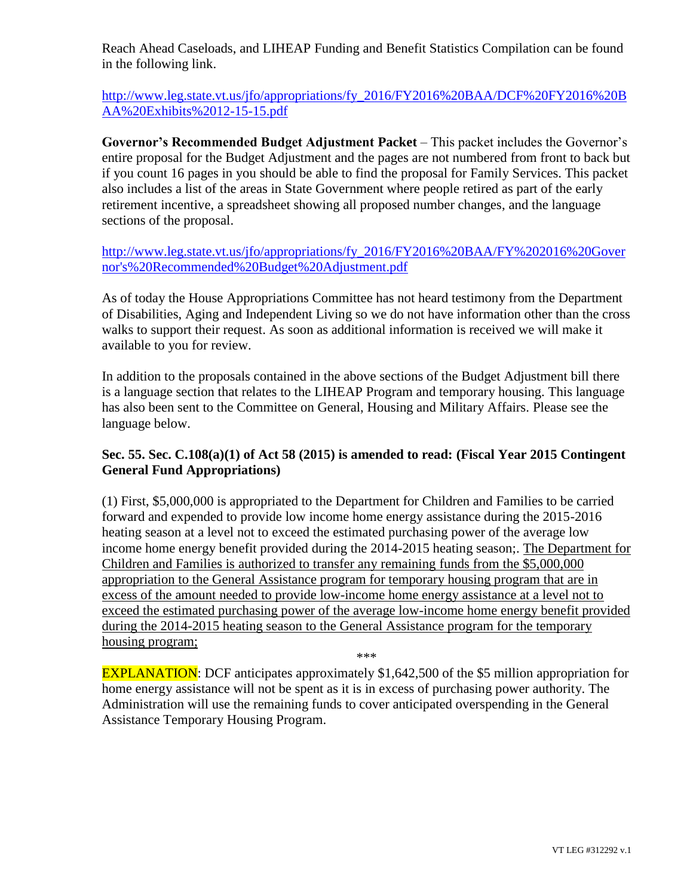Reach Ahead Caseloads, and LIHEAP Funding and Benefit Statistics Compilation can be found in the following link.

http://www.leg.state.vt.us/jfo/appropriations/fy_2016/FY2016%20BAA/DCF%20FY2016%20BAA%20Exhibits%2012-15-15.pdf

**Governor's Recommended Budget Adjustment Packet** – This packet includes the Governor's entire proposal for the Budget Adjustment and the pages are not numbered from front to back but if you count 16 pages in you should be able to find the proposal for Family Services. This packet also includes a list of the areas in State Government where people retired as part of the early retirement incentive, a spreadsheet showing all proposed number changes, and the language sections of the proposal.

http://www.leg.state.vt.us/jfo/appropriations/fy_2016/FY2016%20BAA/FY%202016%20Governor's%20Recommended%20Budget%20Adjustment.pdf

As of today the House Appropriations Committee has not heard testimony from the Department of Disabilities, Aging and Independent Living so we do not have information other than the cross walks to support their request. As soon as additional information is received we will make it available to you for review.

In addition to the proposals contained in the above sections of the Budget Adjustment bill there is a language section that relates to the LIHEAP Program and temporary housing. This language has also been sent to the Committee on General, Housing and Military Affairs. Please see the language below.

**Sec. 55. Sec. C.108(a)(1) of Act 58 (2015) is amended to read: (Fiscal Year 2015 Contingent General Fund Appropriations)**

(1) First, $5,000,000 is appropriated to the Department for Children and Families to be carried forward and expended to provide low income home energy assistance during the 2015-2016 heating season at a level not to exceed the estimated purchasing power of the average low income home energy benefit provided during the 2014-2015 heating season;. <u>The Department for Children and Families is authorized to transfer any remaining funds from the $5,000,000 appropriation to the General Assistance program for temporary housing program that are in excess of the amount needed to provide low-income home energy assistance at a level not to exceed the estimated purchasing power of the average low-income home energy benefit provided during the 2014-2015 heating season to the General Assistance program for the temporary housing program;</u>

\*\*\*

EXPLANATION: DCF anticipates approximately $1,642,500 of the $5 million appropriation for home energy assistance will not be spent as it is in excess of purchasing power authority. The Administration will use the remaining funds to cover anticipated overspending in the General Assistance Temporary Housing Program.